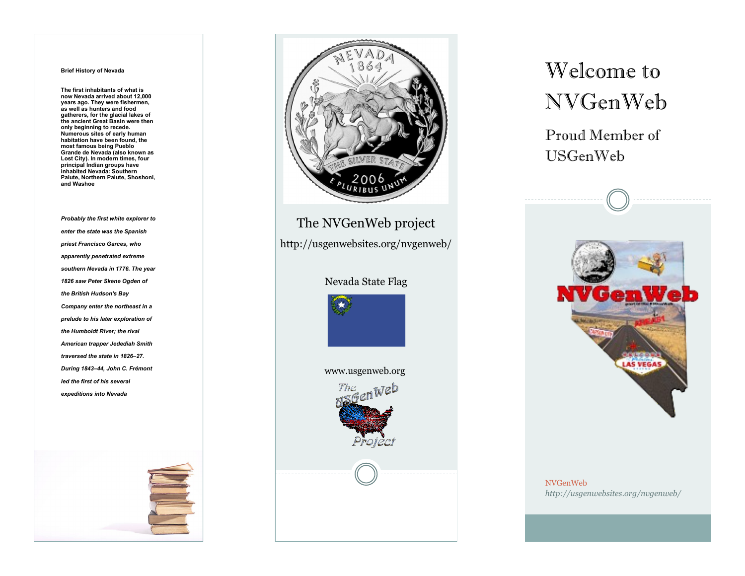**Brief History of Nevada**

**The first inhabitants of what is now Nevada arrived about 12,000 years ago. They were fishermen, as well as hunters and food gatherers, for the glacial lakes of the ancient Great Basin were then only beginning to recede. Numerous sites of early human habitation have been found, the most famous being Pueblo Grande de Nevada (also known as Lost City). In modern times, four principal Indian groups have inhabited Nevada: Southern Paiute, Northern Paiute, Shoshoni, and Washoe**

***Probably the first white explorer to enter the state was the Spanish priest Francisco Garces, who apparently penetrated extreme southern Nevada in 1776. The year 1826 saw Peter Skene Ogden of the British Hudson's Bay Company enter the northeast in a prelude to his later exploration of the Humboldt River; the rival American trapper Jedediah Smith traversed the state in 1826–27. During 1843–44, John C. Frémont led the first of his several expeditions into Nevada***

The NVGenWeb project

http://usgenwebsites.org/nvgenweb/

Nevada State Flag

www.usgenweb.org

# Welcome to NVGenWeb

## Proud Member of USGenWeb

NVGenWeb

*http://usgenwebsites.org/nvgenweb/*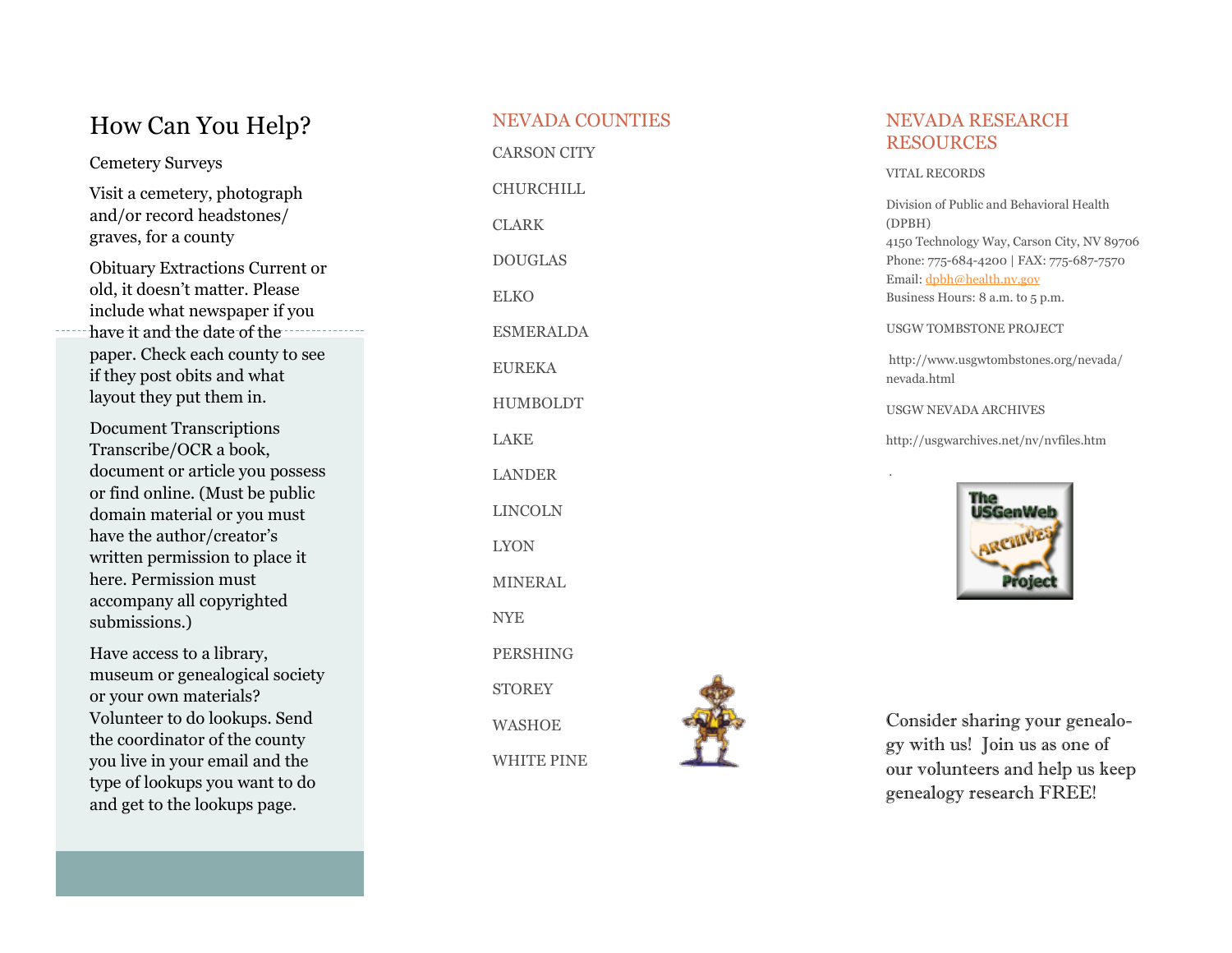## How Can You Help?

Cemetery Surveys

Visit a cemetery, photograph and/or record headstones/ graves, for a county

Obituary Extractions Current or old, it doesn't matter. Please include what newspaper if you have it and the date of the paper. Check each county to see if they post obits and what layout they put them in.

Document Transcriptions Transcribe/OCR a book, document or article you possess or find online. (Must be public domain material or you must have the author/creator's written permission to place it here. Permission must accompany all copyrighted submissions.)

Have access to a library, museum or genealogical society or your own materials? Volunteer to do lookups. Send the coordinator of the county you live in your email and the type of lookups you want to do and get to the lookups page.

## NEVADA COUNTIES

CARSON CITY

CHURCHILL

CLARK

DOUGLAS

ELKO

ESMERALDA

EUREKA

HUMBOLDT

LAKE

LANDER

LINCOLN

LYON

MINERAL

NYE

PERSHING

STOREY

WASHOE

WHITE PINE

## NEVADA RESEARCH RESOURCES

VITAL RECORDS

Division of Public and Behavioral Health (DPBH)
4150 Technology Way, Carson City, NV 89706
Phone: 775-684-4200 | FAX: 775-687-7570
Email: dpbh@health.nv.gov
Business Hours: 8 a.m. to 5 p.m.

USGW TOMBSTONE PROJECT

http://www.usgwtombstones.org/nevada/nevada.html

USGW NEVADA ARCHIVES

http://usgwarchives.net/nv/nvfiles.htm

Consider sharing your genealogy with us! Join us as one of our volunteers and help us keep genealogy research FREE!